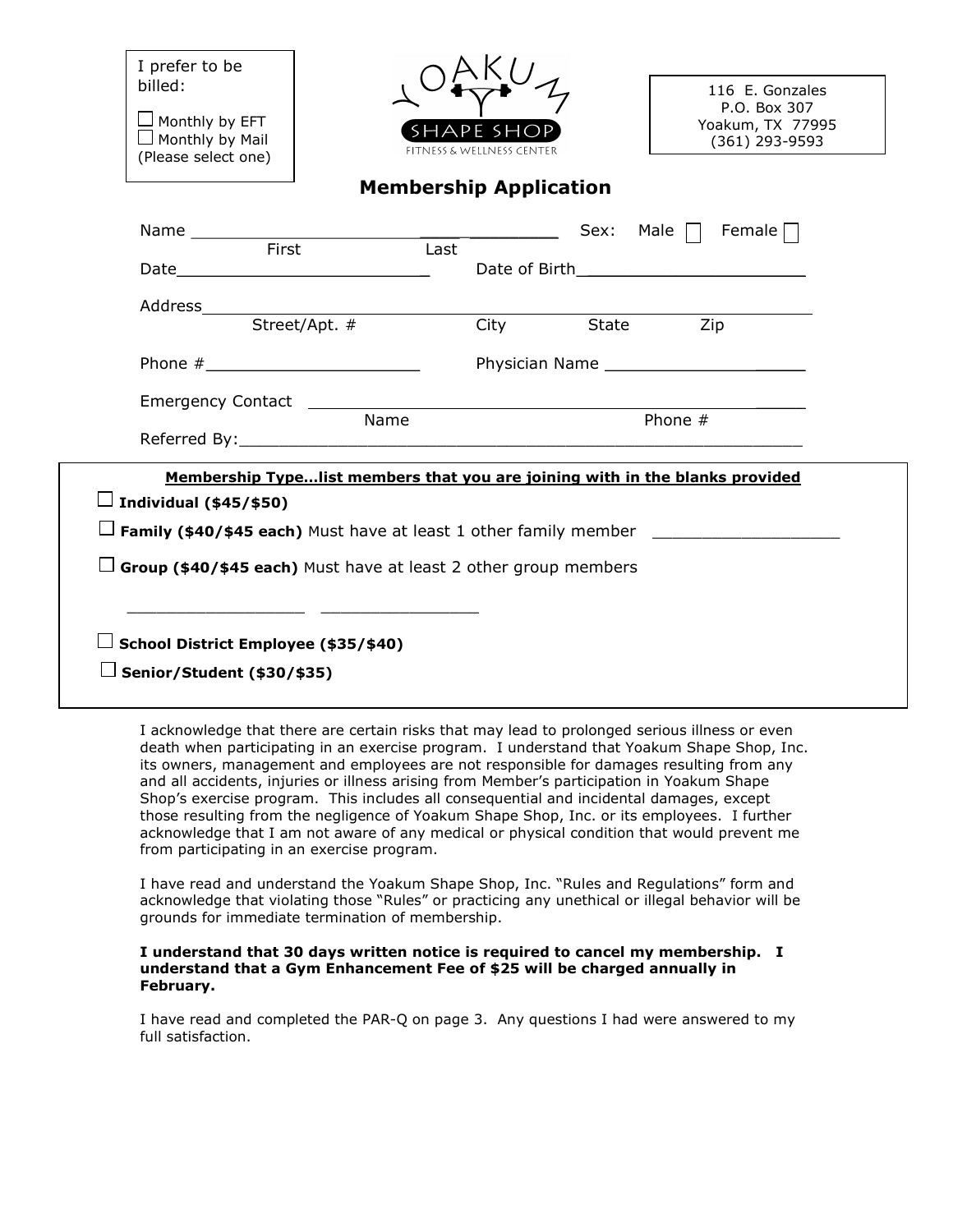I prefer to be billed:

☐ Monthly by EFT
☐ Monthly by Mail
(Please select one)

YOAKUM SHAPE SHOP
FITNESS & WELLNESS CENTER

116 E. Gonzales
P.O. Box 307
Yoakum, TX 77995
(361) 293-9593

## Membership Application

Name ______________________________ ____________ Sex: Male ☐ Female ☐
First Last

Date____________________________ Date of Birth________________________

Address____________________________________________________________
Street/Apt. # City State Zip

Phone #______________________ Physician Name ______________________

Emergency Contact _____________________________________________________
Name Phone #

Referred By:________________________________________________________

**Membership Type...list members that you are joining with in the blanks provided**

☐ **Individual ($45/$50)**

☐ **Family ($40/$45 each)** Must have at least 1 other family member ___________________

☐ **Group ($40/$45 each)** Must have at least 2 other group members

__________________ ________________

☐ **School District Employee ($35/$40)**

☐ **Senior/Student ($30/$35)**

I acknowledge that there are certain risks that may lead to prolonged serious illness or even death when participating in an exercise program. I understand that Yoakum Shape Shop, Inc. its owners, management and employees are not responsible for damages resulting from any and all accidents, injuries or illness arising from Member's participation in Yoakum Shape Shop's exercise program. This includes all consequential and incidental damages, except those resulting from the negligence of Yoakum Shape Shop, Inc. or its employees. I further acknowledge that I am not aware of any medical or physical condition that would prevent me from participating in an exercise program.

I have read and understand the Yoakum Shape Shop, Inc. "Rules and Regulations" form and acknowledge that violating those "Rules" or practicing any unethical or illegal behavior will be grounds for immediate termination of membership.

**I understand that 30 days written notice is required to cancel my membership. I understand that a Gym Enhancement Fee of $25 will be charged annually in February.**

I have read and completed the PAR-Q on page 3. Any questions I had were answered to my full satisfaction.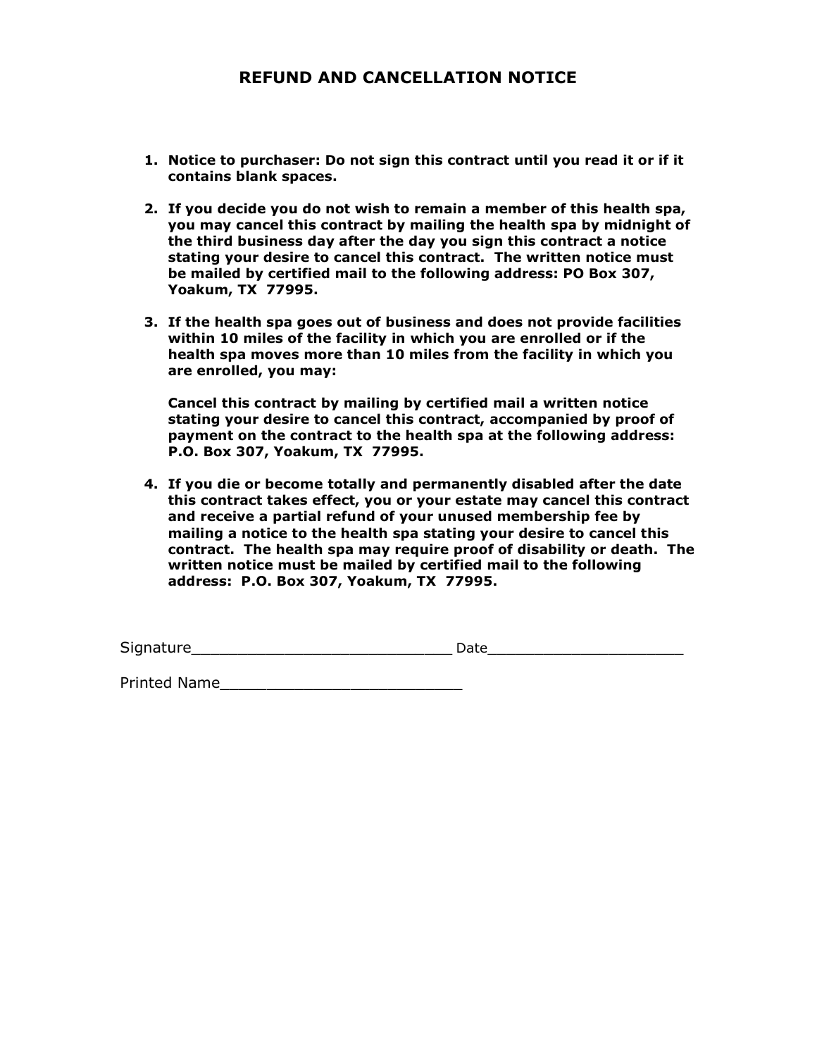# REFUND AND CANCELLATION NOTICE

1. **Notice to purchaser: Do not sign this contract until you read it or if it contains blank spaces.**

2. **If you decide you do not wish to remain a member of this health spa, you may cancel this contract by mailing the health spa by midnight of the third business day after the day you sign this contract a notice stating your desire to cancel this contract. The written notice must be mailed by certified mail to the following address: PO Box 307, Yoakum, TX 77995.**

3. **If the health spa goes out of business and does not provide facilities within 10 miles of the facility in which you are enrolled or if the health spa moves more than 10 miles from the facility in which you are enrolled, you may:**

   **Cancel this contract by mailing by certified mail a written notice stating your desire to cancel this contract, accompanied by proof of payment on the contract to the health spa at the following address: P.O. Box 307, Yoakum, TX 77995.**

4. **If you die or become totally and permanently disabled after the date this contract takes effect, you or your estate may cancel this contract and receive a partial refund of your unused membership fee by mailing a notice to the health spa stating your desire to cancel this contract. The health spa may require proof of disability or death. The written notice must be mailed by certified mail to the following address: P.O. Box 307, Yoakum, TX 77995.**

Signature____________________________ Date_____________________

Printed Name__________________________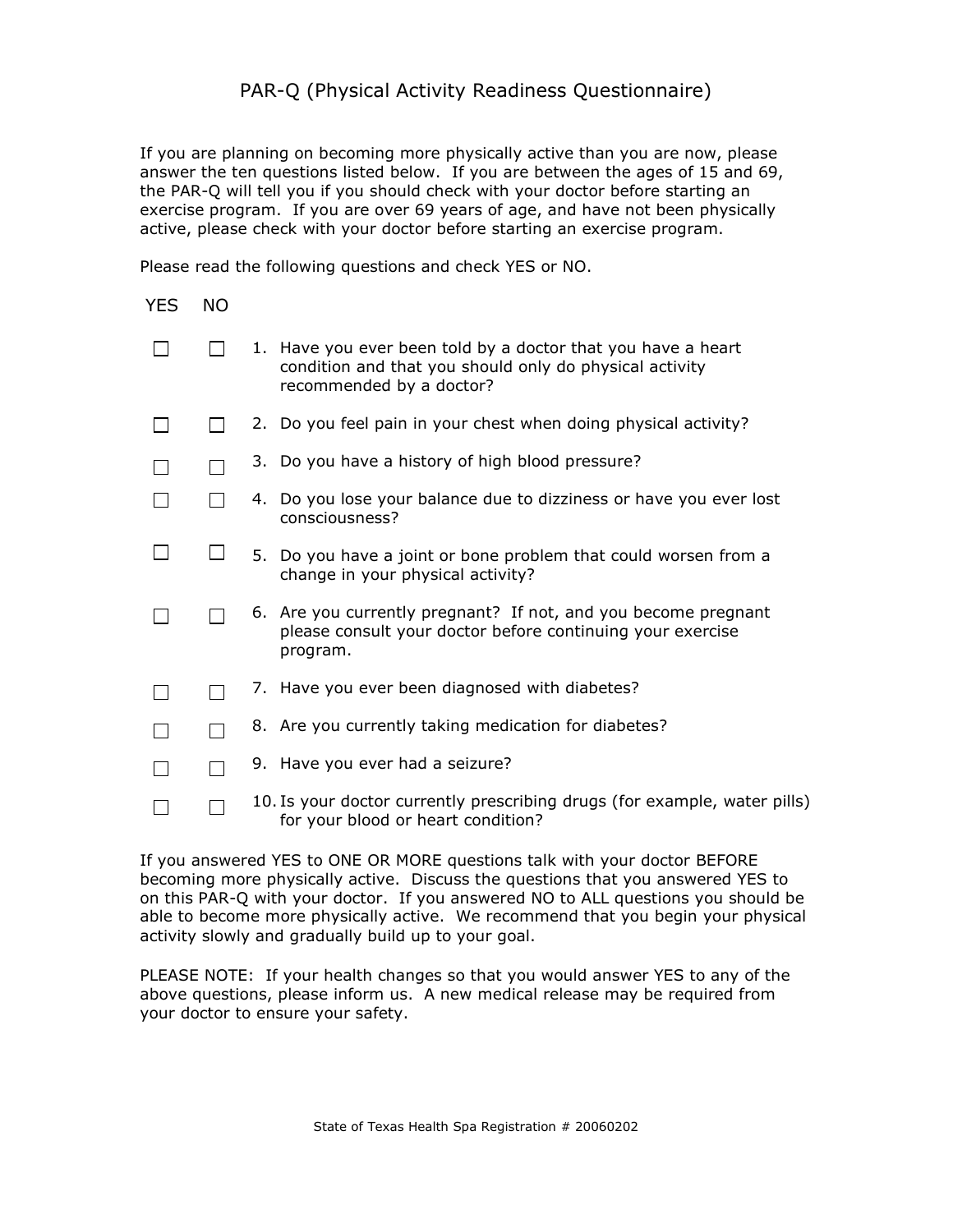# PAR-Q (Physical Activity Readiness Questionnaire)

If you are planning on becoming more physically active than you are now, please answer the ten questions listed below. If you are between the ages of 15 and 69, the PAR-Q will tell you if you should check with your doctor before starting an exercise program. If you are over 69 years of age, and have not been physically active, please check with your doctor before starting an exercise program.

Please read the following questions and check YES or NO.

| YES | NO | |
|---|---|---|
| ☐ | ☐ | 1. Have you ever been told by a doctor that you have a heart condition and that you should only do physical activity recommended by a doctor? |
| ☐ | ☐ | 2. Do you feel pain in your chest when doing physical activity? |
| ☐ | ☐ | 3. Do you have a history of high blood pressure? |
| ☐ | ☐ | 4. Do you lose your balance due to dizziness or have you ever lost consciousness? |
| ☐ | ☐ | 5. Do you have a joint or bone problem that could worsen from a change in your physical activity? |
| ☐ | ☐ | 6. Are you currently pregnant? If not, and you become pregnant please consult your doctor before continuing your exercise program. |
| ☐ | ☐ | 7. Have you ever been diagnosed with diabetes? |
| ☐ | ☐ | 8. Are you currently taking medication for diabetes? |
| ☐ | ☐ | 9. Have you ever had a seizure? |
| ☐ | ☐ | 10. Is your doctor currently prescribing drugs (for example, water pills) for your blood or heart condition? |

If you answered YES to ONE OR MORE questions talk with your doctor BEFORE becoming more physically active. Discuss the questions that you answered YES to on this PAR-Q with your doctor. If you answered NO to ALL questions you should be able to become more physically active. We recommend that you begin your physical activity slowly and gradually build up to your goal.

PLEASE NOTE: If your health changes so that you would answer YES to any of the above questions, please inform us. A new medical release may be required from your doctor to ensure your safety.